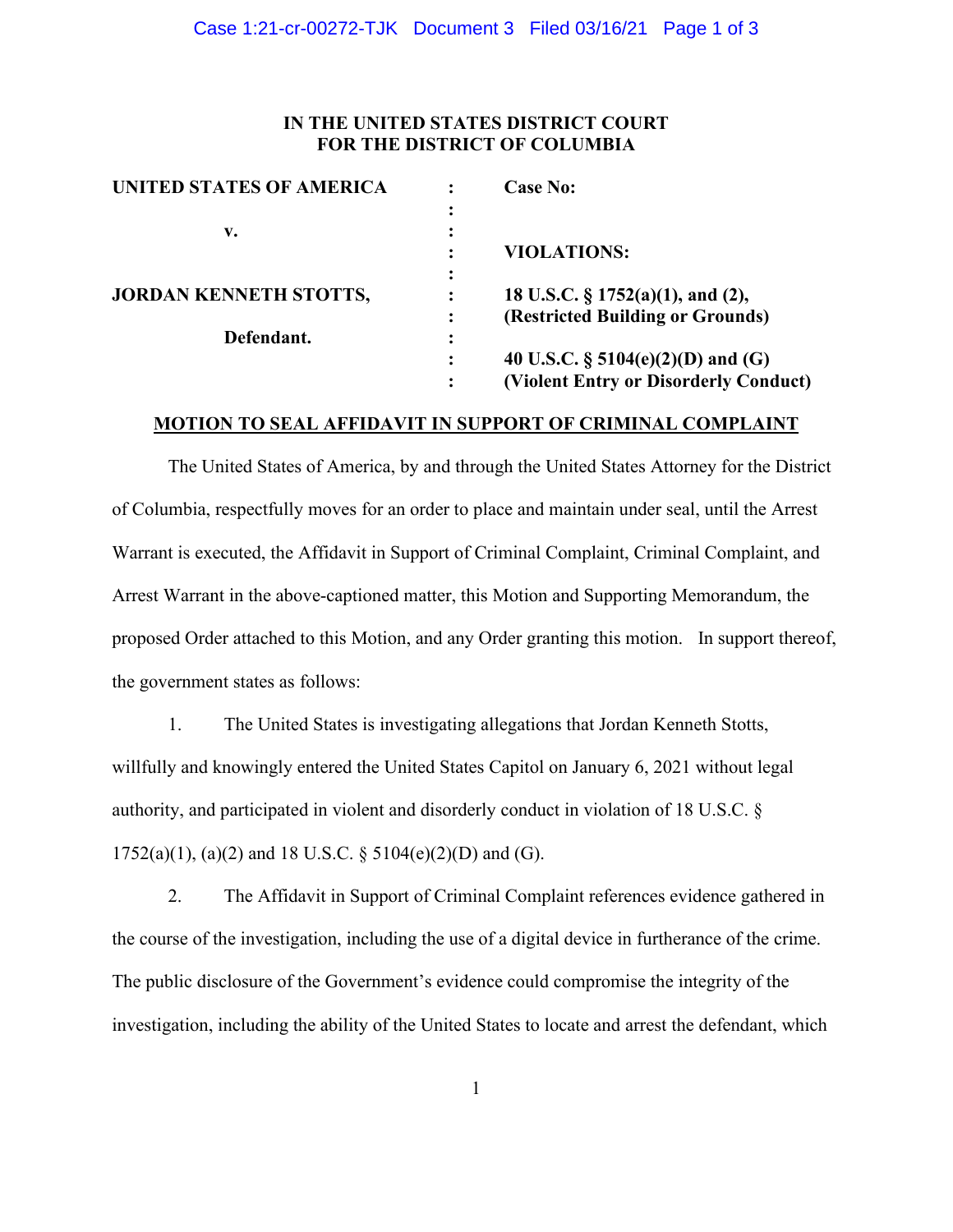**IN THE UNITED STATES DISTRICT COURT**
**FOR THE DISTRICT OF COLUMBIA**

| | | |
|---|---|---|
| **UNITED STATES OF AMERICA** | : | **Case No:** |
| | : | |
| **v.** | : | |
| | : | **VIOLATIONS:** |
| | : | |
| **JORDAN KENNETH STOTTS,** | : | **18 U.S.C. § 1752(a)(1), and (2), (Restricted Building or Grounds)** |
| **Defendant.** | : | |
| | : | **40 U.S.C. § 5104(e)(2)(D) and (G) (Violent Entry or Disorderly Conduct)** |

## MOTION TO SEAL AFFIDAVIT IN SUPPORT OF CRIMINAL COMPLAINT

The United States of America, by and through the United States Attorney for the District of Columbia, respectfully moves for an order to place and maintain under seal, until the Arrest Warrant is executed, the Affidavit in Support of Criminal Complaint, Criminal Complaint, and Arrest Warrant in the above-captioned matter, this Motion and Supporting Memorandum, the proposed Order attached to this Motion, and any Order granting this motion. In support thereof, the government states as follows:

1. The United States is investigating allegations that Jordan Kenneth Stotts, willfully and knowingly entered the United States Capitol on January 6, 2021 without legal authority, and participated in violent and disorderly conduct in violation of 18 U.S.C. § 1752(a)(1), (a)(2) and 18 U.S.C. § 5104(e)(2)(D) and (G).

2. The Affidavit in Support of Criminal Complaint references evidence gathered in the course of the investigation, including the use of a digital device in furtherance of the crime. The public disclosure of the Government's evidence could compromise the integrity of the investigation, including the ability of the United States to locate and arrest the defendant, which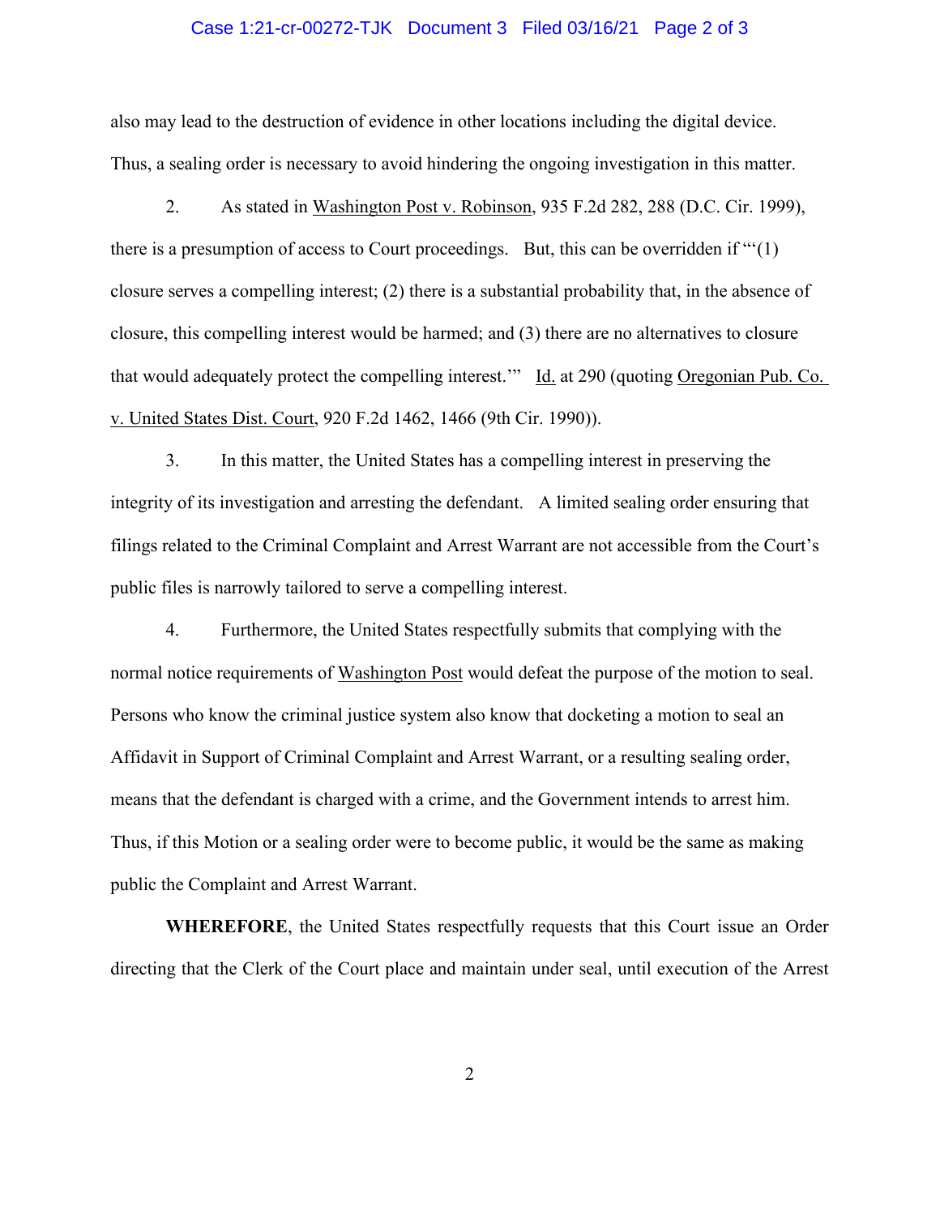also may lead to the destruction of evidence in other locations including the digital device. Thus, a sealing order is necessary to avoid hindering the ongoing investigation in this matter.

2. As stated in Washington Post v. Robinson, 935 F.2d 282, 288 (D.C. Cir. 1999), there is a presumption of access to Court proceedings. But, this can be overridden if "'(1) closure serves a compelling interest; (2) there is a substantial probability that, in the absence of closure, this compelling interest would be harmed; and (3) there are no alternatives to closure that would adequately protect the compelling interest.'" Id. at 290 (quoting Oregonian Pub. Co. v. United States Dist. Court, 920 F.2d 1462, 1466 (9th Cir. 1990)).

3. In this matter, the United States has a compelling interest in preserving the integrity of its investigation and arresting the defendant. A limited sealing order ensuring that filings related to the Criminal Complaint and Arrest Warrant are not accessible from the Court's public files is narrowly tailored to serve a compelling interest.

4. Furthermore, the United States respectfully submits that complying with the normal notice requirements of Washington Post would defeat the purpose of the motion to seal. Persons who know the criminal justice system also know that docketing a motion to seal an Affidavit in Support of Criminal Complaint and Arrest Warrant, or a resulting sealing order, means that the defendant is charged with a crime, and the Government intends to arrest him. Thus, if this Motion or a sealing order were to become public, it would be the same as making public the Complaint and Arrest Warrant.

**WHEREFORE**, the United States respectfully requests that this Court issue an Order directing that the Clerk of the Court place and maintain under seal, until execution of the Arrest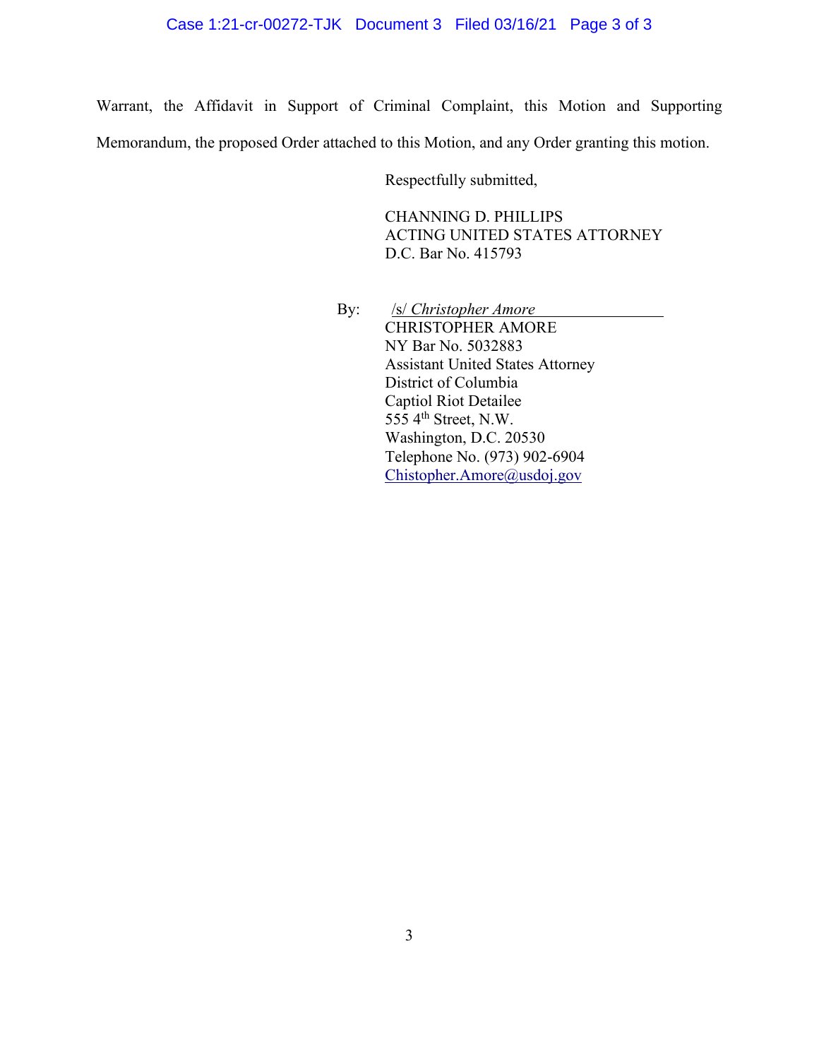Warrant, the Affidavit in Support of Criminal Complaint, this Motion and Supporting Memorandum, the proposed Order attached to this Motion, and any Order granting this motion.

Respectfully submitted,

CHANNING D. PHILLIPS
ACTING UNITED STATES ATTORNEY
D.C. Bar No. 415793

By: /s/ *Christopher Amore*
CHRISTOPHER AMORE
NY Bar No. 5032883
Assistant United States Attorney
District of Columbia
Captiol Riot Detailee
555 4th Street, N.W.
Washington, D.C. 20530
Telephone No. (973) 902-6904
Chistopher.Amore@usdoj.gov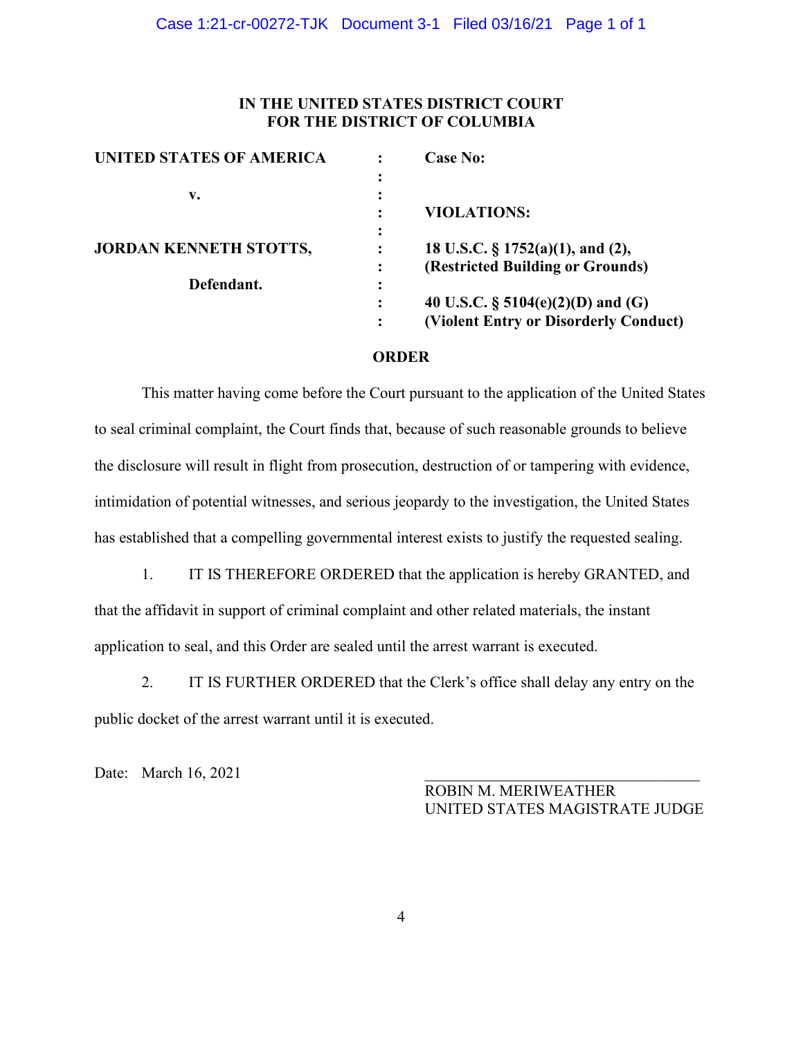**IN THE UNITED STATES DISTRICT COURT**
**FOR THE DISTRICT OF COLUMBIA**

| | | |
|---|---|---|
| **UNITED STATES OF AMERICA** | : | **Case No:** |
| | : | |
| **v.** | : | |
| | : | **VIOLATIONS:** |
| | : | |
| **JORDAN KENNETH STOTTS,** | : | **18 U.S.C. § 1752(a)(1), and (2),** |
| | : | **(Restricted Building or Grounds)** |
| **Defendant.** | : | |
| | : | **40 U.S.C. § 5104(e)(2)(D) and (G)** |
| | : | **(Violent Entry or Disorderly Conduct)** |

**ORDER**

This matter having come before the Court pursuant to the application of the United States to seal criminal complaint, the Court finds that, because of such reasonable grounds to believe the disclosure will result in flight from prosecution, destruction of or tampering with evidence, intimidation of potential witnesses, and serious jeopardy to the investigation, the United States has established that a compelling governmental interest exists to justify the requested sealing.

1. IT IS THEREFORE ORDERED that the application is hereby GRANTED, and that the affidavit in support of criminal complaint and other related materials, the instant application to seal, and this Order are sealed until the arrest warrant is executed.

2. IT IS FURTHER ORDERED that the Clerk's office shall delay any entry on the public docket of the arrest warrant until it is executed.

Date: March 16, 2021

\_\_\_\_\_\_\_\_\_\_\_\_\_\_\_\_\_\_\_\_\_\_\_\_\_\_\_\_\_\_\_\_
ROBIN M. MERIWEATHER
UNITED STATES MAGISTRATE JUDGE